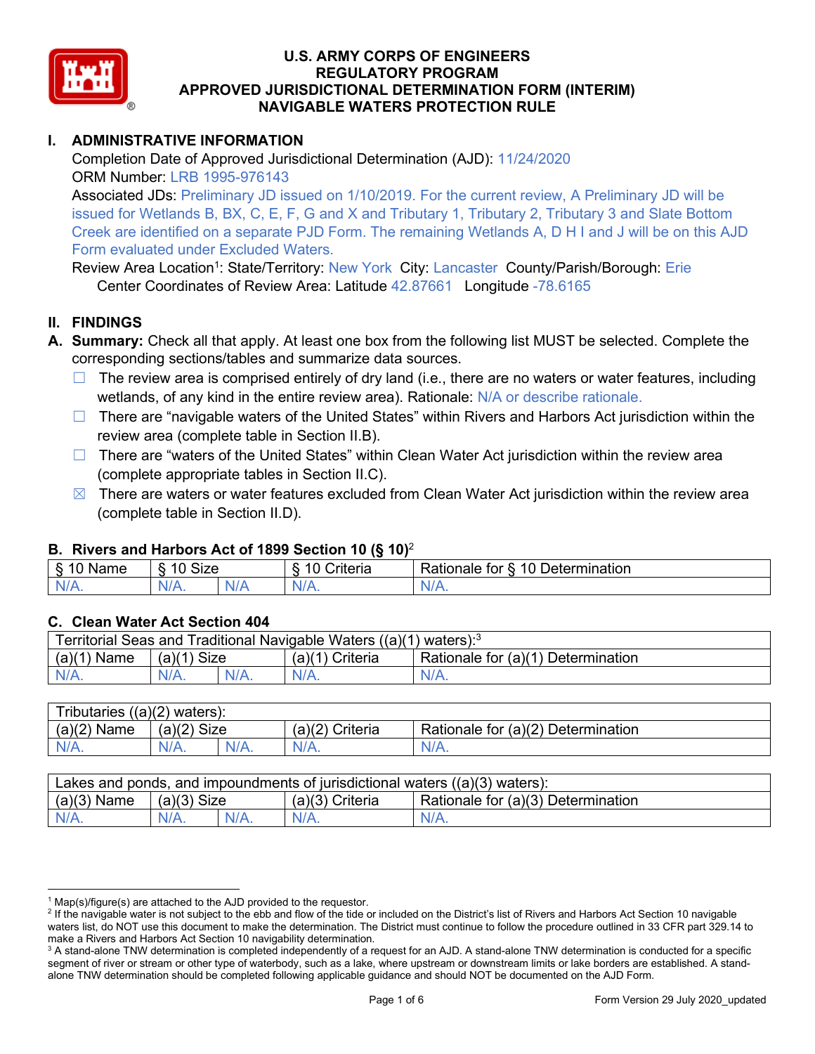# U.S. ARMY CORPS OF ENGINEERS
# REGULATORY PROGRAM
# APPROVED JURISDICTIONAL DETERMINATION FORM (INTERIM)
# NAVIGABLE WATERS PROTECTION RULE

## I. ADMINISTRATIVE INFORMATION

Completion Date of Approved Jurisdictional Determination (AJD): 11/24/2020

ORM Number: LRB 1995-976143

Associated JDs: Preliminary JD issued on 1/10/2019. For the current review, A Preliminary JD will be issued for Wetlands B, BX, C, E, F, G and X and Tributary 1, Tributary 2, Tributary 3 and Slate Bottom Creek are identified on a separate PJD Form. The remaining Wetlands A, D H I and J will be on this AJD Form evaluated under Excluded Waters.

Review Area Location[1]: State/Territory: New York City: Lancaster County/Parish/Borough: Erie

Center Coordinates of Review Area: Latitude 42.87661 Longitude -78.6165

## II. FINDINGS

**A. Summary:** Check all that apply. At least one box from the following list MUST be selected. Complete the corresponding sections/tables and summarize data sources.

- ☐ The review area is comprised entirely of dry land (i.e., there are no waters or water features, including wetlands, of any kind in the entire review area). Rationale: N/A or describe rationale.
- ☐ There are "navigable waters of the United States" within Rivers and Harbors Act jurisdiction within the review area (complete table in Section II.B).
- ☐ There are "waters of the United States" within Clean Water Act jurisdiction within the review area (complete appropriate tables in Section II.C).
- ☒ There are waters or water features excluded from Clean Water Act jurisdiction within the review area (complete table in Section II.D).

### B. Rivers and Harbors Act of 1899 Section 10 (§ 10)[2]

| § 10 Name | § 10 Size | | § 10 Criteria | Rationale for § 10 Determination |
|---|---|---|---|---|
| N/A. | N/A. | N/A | N/A. | N/A. |

### C. Clean Water Act Section 404

| Territorial Seas and Traditional Navigable Waters ((a)(1) waters):[3] | | | | |
|---|---|---|---|---|
| (a)(1) Name | (a)(1) Size | | (a)(1) Criteria | Rationale for (a)(1) Determination |
| N/A. | N/A. | N/A. | N/A. | N/A. |

| Tributaries ((a)(2) waters): | | | | |
|---|---|---|---|---|
| (a)(2) Name | (a)(2) Size | | (a)(2) Criteria | Rationale for (a)(2) Determination |
| N/A. | N/A. | N/A. | N/A. | N/A. |

| Lakes and ponds, and impoundments of jurisdictional waters ((a)(3) waters): | | | | |
|---|---|---|---|---|
| (a)(3) Name | (a)(3) Size | | (a)(3) Criteria | Rationale for (a)(3) Determination |
| N/A. | N/A. | N/A. | N/A. | N/A. |

---

[1] Map(s)/figure(s) are attached to the AJD provided to the requestor.

[2] If the navigable water is not subject to the ebb and flow of the tide or included on the District's list of Rivers and Harbors Act Section 10 navigable waters list, do NOT use this document to make the determination. The District must continue to follow the procedure outlined in 33 CFR part 329.14 to make a Rivers and Harbors Act Section 10 navigability determination.

[3] A stand-alone TNW determination is completed independently of a request for an AJD. A stand-alone TNW determination is conducted for a specific segment of river or stream or other type of waterbody, such as a lake, where upstream or downstream limits or lake borders are established. A stand-alone TNW determination should be completed following applicable guidance and should NOT be documented on the AJD Form.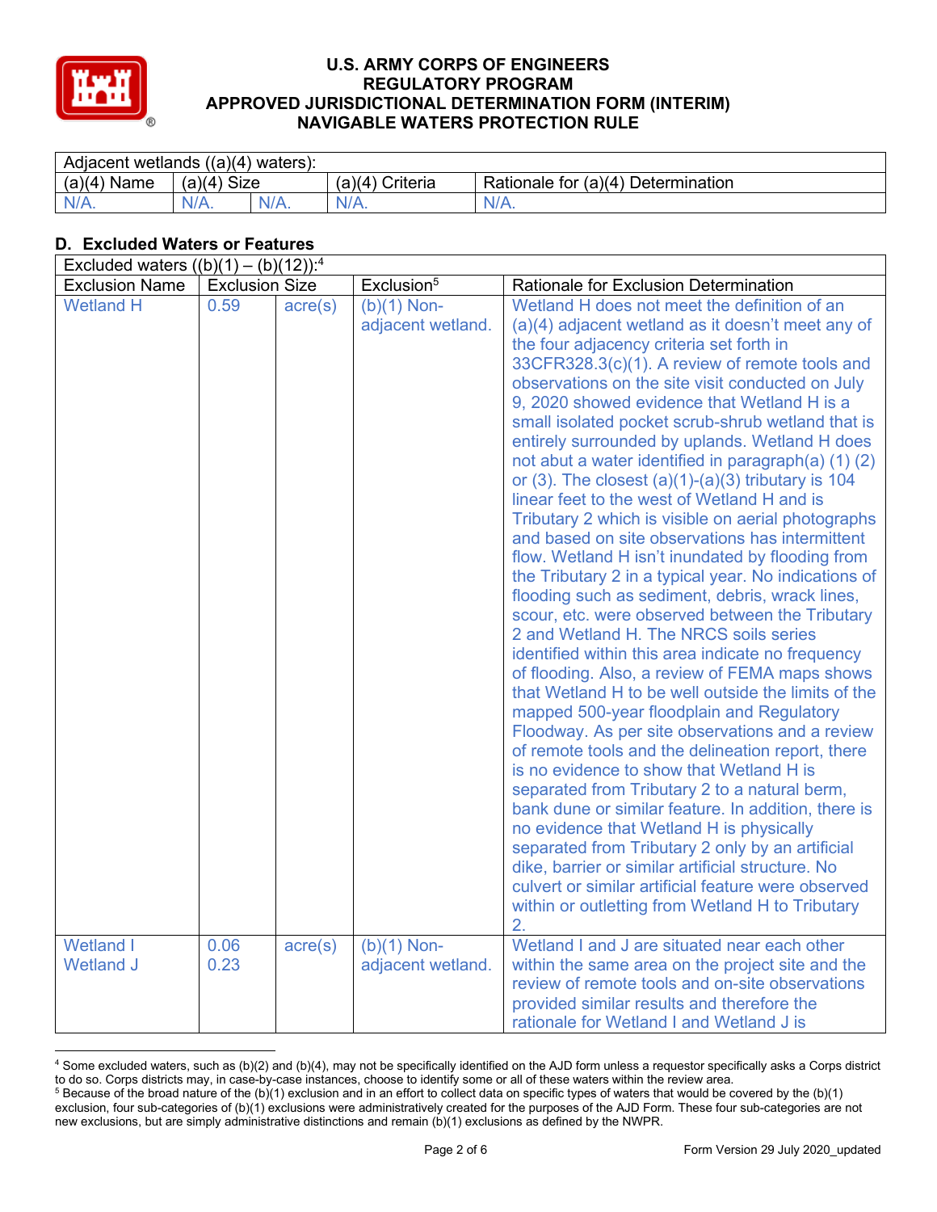| Adjacent wetlands ((a)(4) waters): | | | | |
|---|---|---|---|---|
| (a)(4) Name | (a)(4) Size | | (a)(4) Criteria | Rationale for (a)(4) Determination |
| N/A. | N/A. | N/A. | N/A. | N/A. |

## D. Excluded Waters or Features

| Excluded waters ((b)(1) – (b)(12)):[4] | | | | |
|---|---|---|---|---|
| Exclusion Name | Exclusion Size | | Exclusion[5] | Rationale for Exclusion Determination |
| Wetland H | 0.59 | acre(s) | (b)(1) Non-adjacent wetland. | Wetland H does not meet the definition of an (a)(4) adjacent wetland as it doesn't meet any of the four adjacency criteria set forth in 33CFR328.3(c)(1). A review of remote tools and observations on the site visit conducted on July 9, 2020 showed evidence that Wetland H is a small isolated pocket scrub-shrub wetland that is entirely surrounded by uplands. Wetland H does not abut a water identified in paragraph(a) (1) (2) or (3). The closest (a)(1)-(a)(3) tributary is 104 linear feet to the west of Wetland H and is Tributary 2 which is visible on aerial photographs and based on site observations has intermittent flow. Wetland H isn't inundated by flooding from the Tributary 2 in a typical year. No indications of flooding such as sediment, debris, wrack lines, scour, etc. were observed between the Tributary 2 and Wetland H. The NRCS soils series identified within this area indicate no frequency of flooding. Also, a review of FEMA maps shows that Wetland H to be well outside the limits of the mapped 500-year floodplain and Regulatory Floodway. As per site observations and a review of remote tools and the delineation report, there is no evidence to show that Wetland H is separated from Tributary 2 to a natural berm, bank dune or similar feature. In addition, there is no evidence that Wetland H is physically separated from Tributary 2 only by an artificial dike, barrier or similar artificial structure. No culvert or similar artificial feature were observed within or outletting from Wetland H to Tributary 2. |
| Wetland I<br>Wetland J | 0.06<br>0.23 | acre(s) | (b)(1) Non-adjacent wetland. | Wetland I and J are situated near each other within the same area on the project site and the review of remote tools and on-site observations provided similar results and therefore the rationale for Wetland I and Wetland J is |

[4] Some excluded waters, such as (b)(2) and (b)(4), may not be specifically identified on the AJD form unless a requestor specifically asks a Corps district to do so. Corps districts may, in case-by-case instances, choose to identify some or all of these waters within the review area.

[5] Because of the broad nature of the (b)(1) exclusion and in an effort to collect data on specific types of waters that would be covered by the (b)(1) exclusion, four sub-categories of (b)(1) exclusions were administratively created for the purposes of the AJD Form. These four sub-categories are not new exclusions, but are simply administrative distinctions and remain (b)(1) exclusions as defined by the NWPR.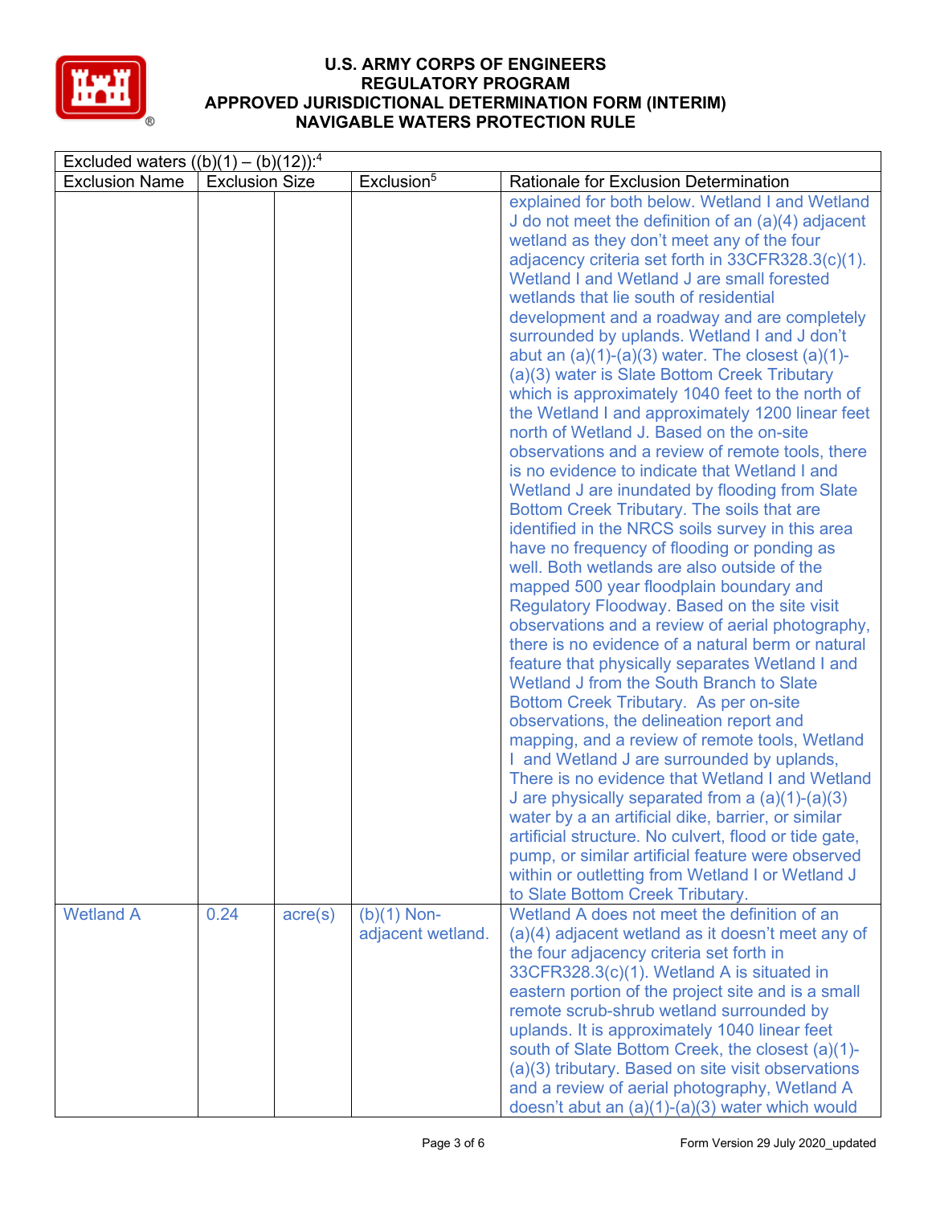# U.S. ARMY CORPS OF ENGINEERS
## REGULATORY PROGRAM
## APPROVED JURISDICTIONAL DETERMINATION FORM (INTERIM)
## NAVIGABLE WATERS PROTECTION RULE

| Excluded waters ((b)(1) – (b)(12)):[4] | | | | |
|---|---|---|---|---|
| Exclusion Name | Exclusion Size | | Exclusion[5] | Rationale for Exclusion Determination |
| | | | | explained for both below. Wetland I and Wetland J do not meet the definition of an (a)(4) adjacent wetland as they don't meet any of the four adjacency criteria set forth in 33CFR328.3(c)(1). Wetland I and Wetland J are small forested wetlands that lie south of residential development and a roadway and are completely surrounded by uplands. Wetland I and J don't abut an (a)(1)-(a)(3) water. The closest (a)(1)-(a)(3) water is Slate Bottom Creek Tributary which is approximately 1040 feet to the north of the Wetland I and approximately 1200 linear feet north of Wetland J. Based on the on-site observations and a review of remote tools, there is no evidence to indicate that Wetland I and Wetland J are inundated by flooding from Slate Bottom Creek Tributary. The soils that are identified in the NRCS soils survey in this area have no frequency of flooding or ponding as well. Both wetlands are also outside of the mapped 500 year floodplain boundary and Regulatory Floodway. Based on the site visit observations and a review of aerial photography, there is no evidence of a natural berm or natural feature that physically separates Wetland I and Wetland J from the South Branch to Slate Bottom Creek Tributary. As per on-site observations, the delineation report and mapping, and a review of remote tools, Wetland I and Wetland J are surrounded by uplands, There is no evidence that Wetland I and Wetland J are physically separated from a (a)(1)-(a)(3) water by a an artificial dike, barrier, or similar artificial structure. No culvert, flood or tide gate, pump, or similar artificial feature were observed within or outletting from Wetland I or Wetland J to Slate Bottom Creek Tributary. |
| Wetland A | 0.24 | acre(s) | (b)(1) Non-adjacent wetland. | Wetland A does not meet the definition of an (a)(4) adjacent wetland as it doesn't meet any of the four adjacency criteria set forth in 33CFR328.3(c)(1). Wetland A is situated in eastern portion of the project site and is a small remote scrub-shrub wetland surrounded by uplands. It is approximately 1040 linear feet south of Slate Bottom Creek, the closest (a)(1)-(a)(3) tributary. Based on site visit observations and a review of aerial photography, Wetland A doesn't abut an (a)(1)-(a)(3) water which would |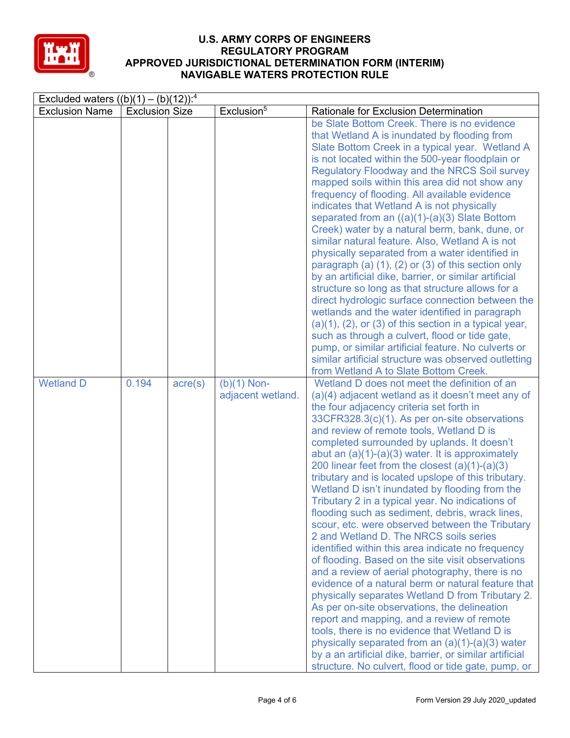| Excluded waters ((b)(1) – (b)(12)):[4] | | | | |
|---|---|---|---|---|
| Exclusion Name | Exclusion Size | | Exclusion[5] | Rationale for Exclusion Determination |
| | | | | be Slate Bottom Creek. There is no evidence that Wetland A is inundated by flooding from Slate Bottom Creek in a typical year. Wetland A is not located within the 500-year floodplain or Regulatory Floodway and the NRCS Soil survey mapped soils within this area did not show any frequency of flooding. All available evidence indicates that Wetland A is not physically separated from an ((a)(1)-(a)(3) Slate Bottom Creek) water by a natural berm, bank, dune, or similar natural feature. Also, Wetland A is not physically separated from a water identified in paragraph (a) (1), (2) or (3) of this section only by an artificial dike, barrier, or similar artificial structure so long as that structure allows for a direct hydrologic surface connection between the wetlands and the water identified in paragraph (a)(1), (2), or (3) of this section in a typical year, such as through a culvert, flood or tide gate, pump, or similar artificial feature. No culverts or similar artificial structure was observed outletting from Wetland A to Slate Bottom Creek. |
| Wetland D | 0.194 | acre(s) | (b)(1) Non-adjacent wetland. | Wetland D does not meet the definition of an (a)(4) adjacent wetland as it doesn't meet any of the four adjacency criteria set forth in 33CFR328.3(c)(1). As per on-site observations and review of remote tools, Wetland D is completed surrounded by uplands. It doesn't abut an (a)(1)-(a)(3) water. It is approximately 200 linear feet from the closest (a)(1)-(a)(3) tributary and is located upslope of this tributary. Wetland D isn't inundated by flooding from the Tributary 2 in a typical year. No indications of flooding such as sediment, debris, wrack lines, scour, etc. were observed between the Tributary 2 and Wetland D. The NRCS soils series identified within this area indicate no frequency of flooding. Based on the site visit observations and a review of aerial photography, there is no evidence of a natural berm or natural feature that physically separates Wetland D from Tributary 2. As per on-site observations, the delineation report and mapping, and a review of remote tools, there is no evidence that Wetland D is physically separated from an (a)(1)-(a)(3) water by a an artificial dike, barrier, or similar artificial structure. No culvert, flood or tide gate, pump, or |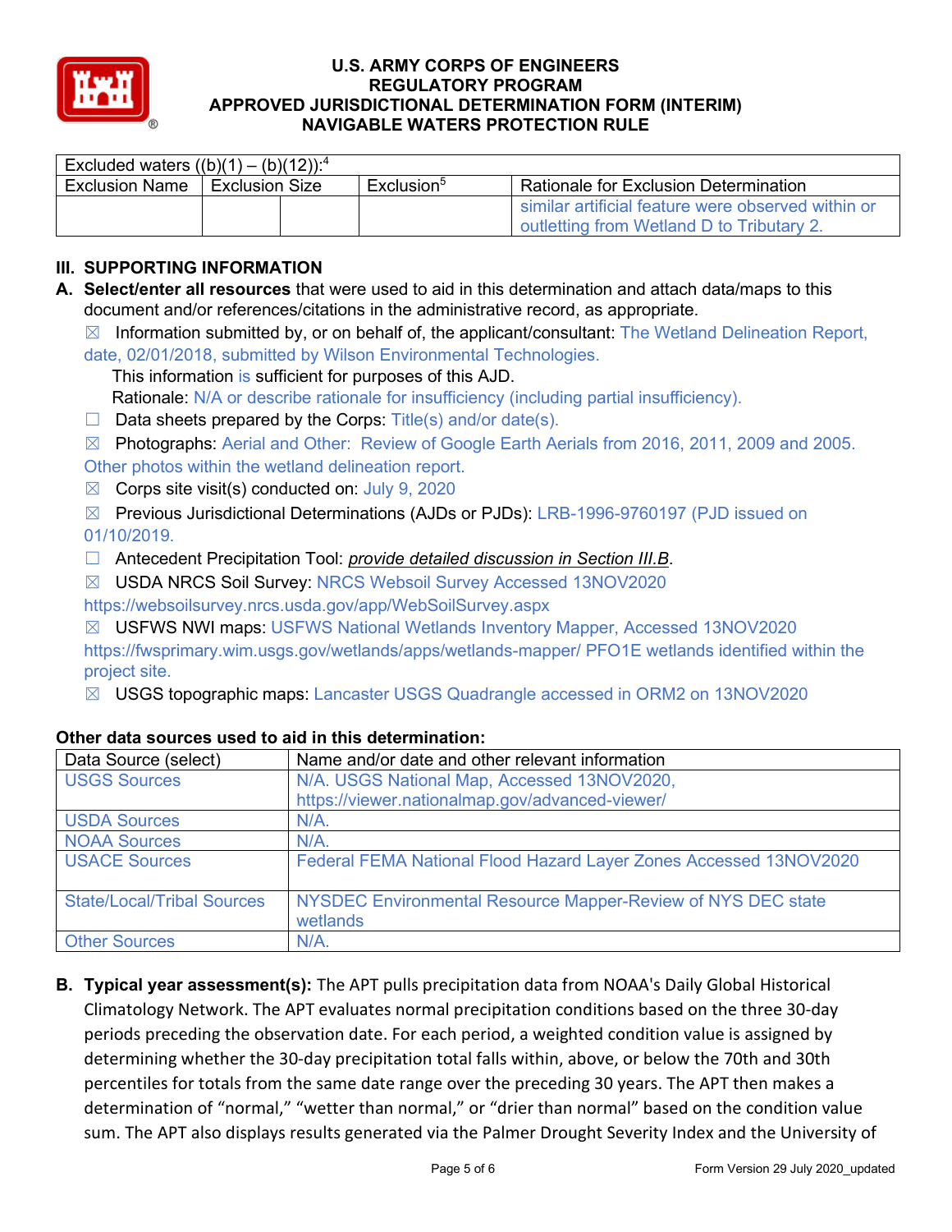| Excluded waters ((b)(1) – (b)(12)):[4] | | | |
|---|---|---|---|
| Exclusion Name | Exclusion Size | | Exclusion[5] | Rationale for Exclusion Determination |
| | | | | similar artificial feature were observed within or outletting from Wetland D to Tributary 2. |

## III. SUPPORTING INFORMATION

**A. Select/enter all resources** that were used to aid in this determination and attach data/maps to this document and/or references/citations in the administrative record, as appropriate.

☒ Information submitted by, or on behalf of, the applicant/consultant: The Wetland Delineation Report, date, 02/01/2018, submitted by Wilson Environmental Technologies.
This information is sufficient for purposes of this AJD.
Rationale: N/A or describe rationale for insufficiency (including partial insufficiency).

☐ Data sheets prepared by the Corps: Title(s) and/or date(s).

☒ Photographs: Aerial and Other: Review of Google Earth Aerials from 2016, 2011, 2009 and 2005. Other photos within the wetland delineation report.

☒ Corps site visit(s) conducted on: July 9, 2020

☒ Previous Jurisdictional Determinations (AJDs or PJDs): LRB-1996-9760197 (PJD issued on 01/10/2019.

☐ Antecedent Precipitation Tool: *provide detailed discussion in Section III.B*.

☒ USDA NRCS Soil Survey: NRCS Websoil Survey Accessed 13NOV2020 https://websoilsurvey.nrcs.usda.gov/app/WebSoilSurvey.aspx

☒ USFWS NWI maps: USFWS National Wetlands Inventory Mapper, Accessed 13NOV2020 https://fwsprimary.wim.usgs.gov/wetlands/apps/wetlands-mapper/ PFO1E wetlands identified within the project site.

☒ USGS topographic maps: Lancaster USGS Quadrangle accessed in ORM2 on 13NOV2020

**Other data sources used to aid in this determination:**

| Data Source (select) | Name and/or date and other relevant information |
|---|---|
| USGS Sources | N/A. USGS National Map, Accessed 13NOV2020, https://viewer.nationalmap.gov/advanced-viewer/ |
| USDA Sources | N/A. |
| NOAA Sources | N/A. |
| USACE Sources | Federal FEMA National Flood Hazard Layer Zones Accessed 13NOV2020 |
| State/Local/Tribal Sources | NYSDEC Environmental Resource Mapper-Review of NYS DEC state wetlands |
| Other Sources | N/A. |

**B. Typical year assessment(s):** The APT pulls precipitation data from NOAA's Daily Global Historical Climatology Network. The APT evaluates normal precipitation conditions based on the three 30-day periods preceding the observation date. For each period, a weighted condition value is assigned by determining whether the 30-day precipitation total falls within, above, or below the 70th and 30th percentiles for totals from the same date range over the preceding 30 years. The APT then makes a determination of "normal," "wetter than normal," or "drier than normal" based on the condition value sum. The APT also displays results generated via the Palmer Drought Severity Index and the University of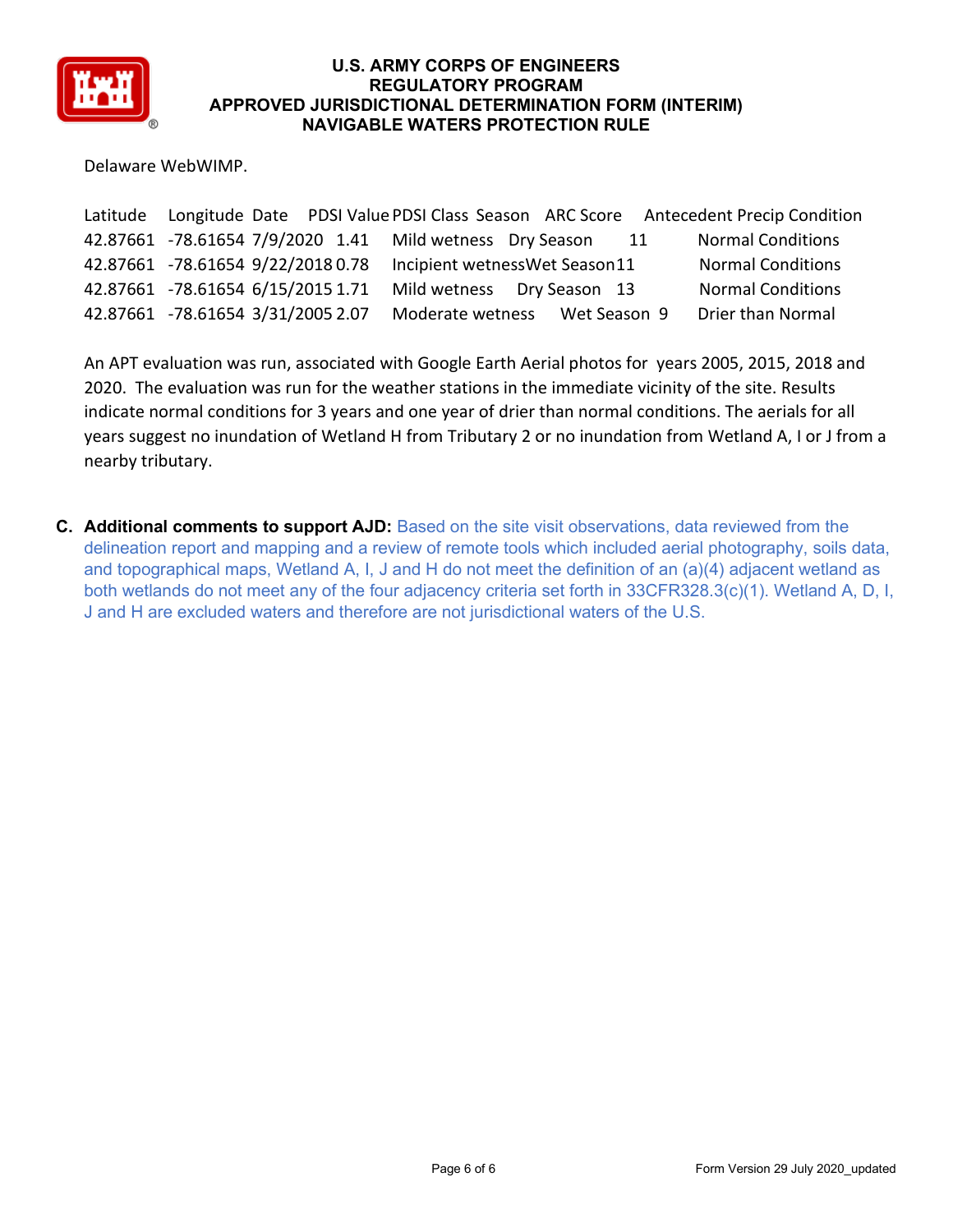Delaware WebWIMP.

| Latitude | Longitude | Date | PDSI Value | PDSI Class | Season | ARC Score | Antecedent Precip Condition |
|---|---|---|---|---|---|---|---|
| 42.87661 | -78.61654 | 7/9/2020 | 1.41 | Mild wetness | Dry Season | 11 | Normal Conditions |
| 42.87661 | -78.61654 | 9/22/2018 | 0.78 | Incipient wetness | Wet Season | 11 | Normal Conditions |
| 42.87661 | -78.61654 | 6/15/2015 | 1.71 | Mild wetness | Dry Season | 13 | Normal Conditions |
| 42.87661 | -78.61654 | 3/31/2005 | 2.07 | Moderate wetness | Wet Season | 9 | Drier than Normal |

An APT evaluation was run, associated with Google Earth Aerial photos for years 2005, 2015, 2018 and 2020. The evaluation was run for the weather stations in the immediate vicinity of the site. Results indicate normal conditions for 3 years and one year of drier than normal conditions. The aerials for all years suggest no inundation of Wetland H from Tributary 2 or no inundation from Wetland A, I or J from a nearby tributary.

**C. Additional comments to support AJD:** Based on the site visit observations, data reviewed from the delineation report and mapping and a review of remote tools which included aerial photography, soils data, and topographical maps, Wetland A, I, J and H do not meet the definition of an (a)(4) adjacent wetland as both wetlands do not meet any of the four adjacency criteria set forth in 33CFR328.3(c)(1). Wetland A, D, I, J and H are excluded waters and therefore are not jurisdictional waters of the U.S.